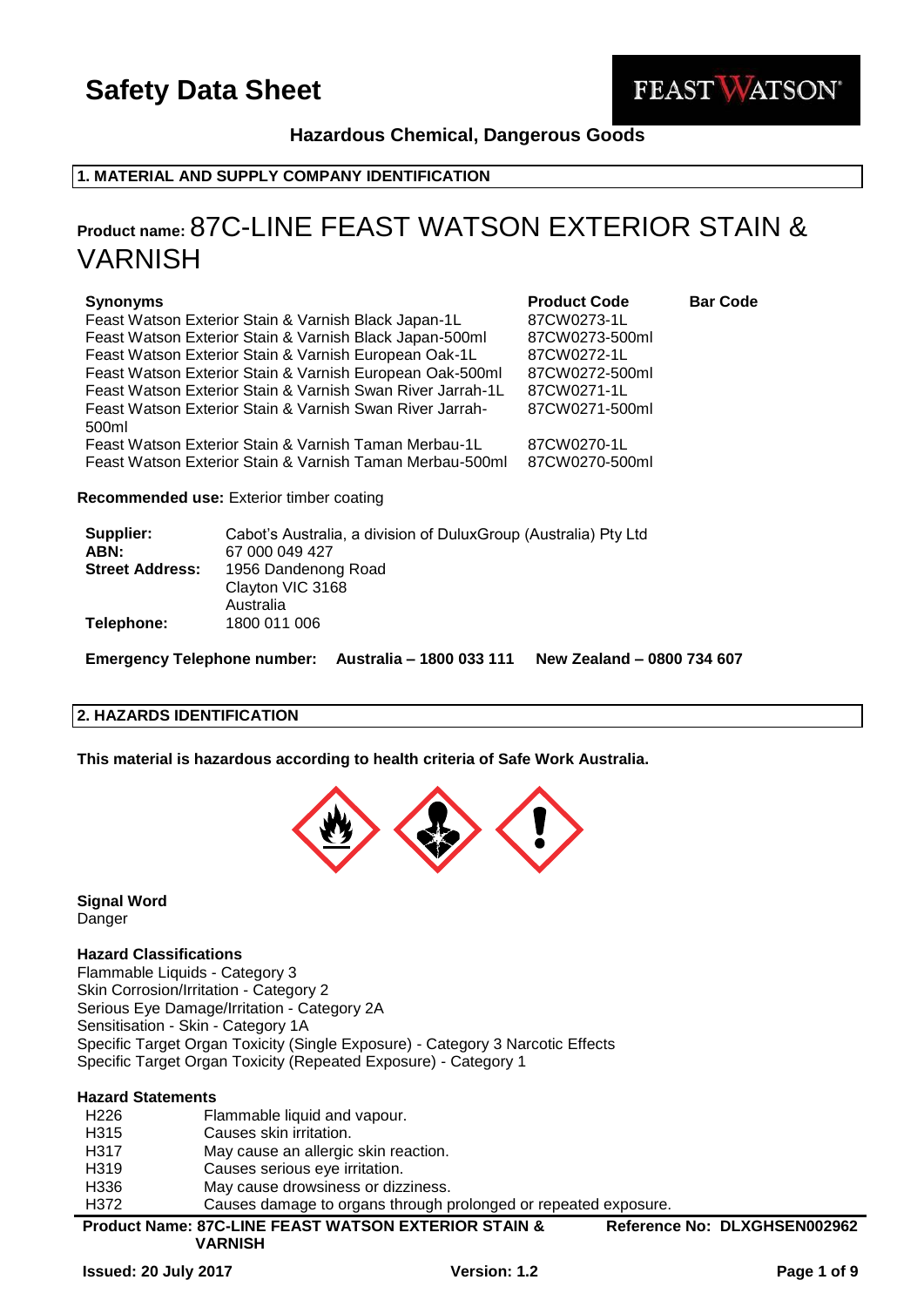# Safety Data Sheet

**Hazardous Chemical, Dangerous Goods**

## 1. MATERIAL AND SUPPLY COMPANY IDENTIFICATION

**Product name:** 87C-LINE FEAST WATSON EXTERIOR STAIN & VARNISH

| Synonyms | Product Code | Bar Code |
|---|---|---|
| Feast Watson Exterior Stain & Varnish Black Japan-1L | 87CW0273-1L | |
| Feast Watson Exterior Stain & Varnish Black Japan-500ml | 87CW0273-500ml | |
| Feast Watson Exterior Stain & Varnish European Oak-1L | 87CW0272-1L | |
| Feast Watson Exterior Stain & Varnish European Oak-500ml | 87CW0272-500ml | |
| Feast Watson Exterior Stain & Varnish Swan River Jarrah-1L | 87CW0271-1L | |
| Feast Watson Exterior Stain & Varnish Swan River Jarrah-500ml | 87CW0271-500ml | |
| Feast Watson Exterior Stain & Varnish Taman Merbau-1L | 87CW0270-1L | |
| Feast Watson Exterior Stain & Varnish Taman Merbau-500ml | 87CW0270-500ml | |

**Recommended use:** Exterior timber coating

| | |
|---|---|
| **Supplier:** | Cabot's Australia, a division of DuluxGroup (Australia) Pty Ltd |
| **ABN:** | 67 000 049 427 |
| **Street Address:** | 1956 Dandenong Road<br>Clayton VIC 3168<br>Australia |
| **Telephone:** | 1800 011 006 |

**Emergency Telephone number: Australia – 1800 033 111 New Zealand – 0800 734 607**

## 2. HAZARDS IDENTIFICATION

**This material is hazardous according to health criteria of Safe Work Australia.**

**Signal Word**

Danger

**Hazard Classifications**

Flammable Liquids - Category 3
Skin Corrosion/Irritation - Category 2
Serious Eye Damage/Irritation - Category 2A
Sensitisation - Skin - Category 1A
Specific Target Organ Toxicity (Single Exposure) - Category 3 Narcotic Effects
Specific Target Organ Toxicity (Repeated Exposure) - Category 1

**Hazard Statements**

| | |
|---|---|
| H226 | Flammable liquid and vapour. |
| H315 | Causes skin irritation. |
| H317 | May cause an allergic skin reaction. |
| H319 | Causes serious eye irritation. |
| H336 | May cause drowsiness or dizziness. |
| H372 | Causes damage to organs through prolonged or repeated exposure. |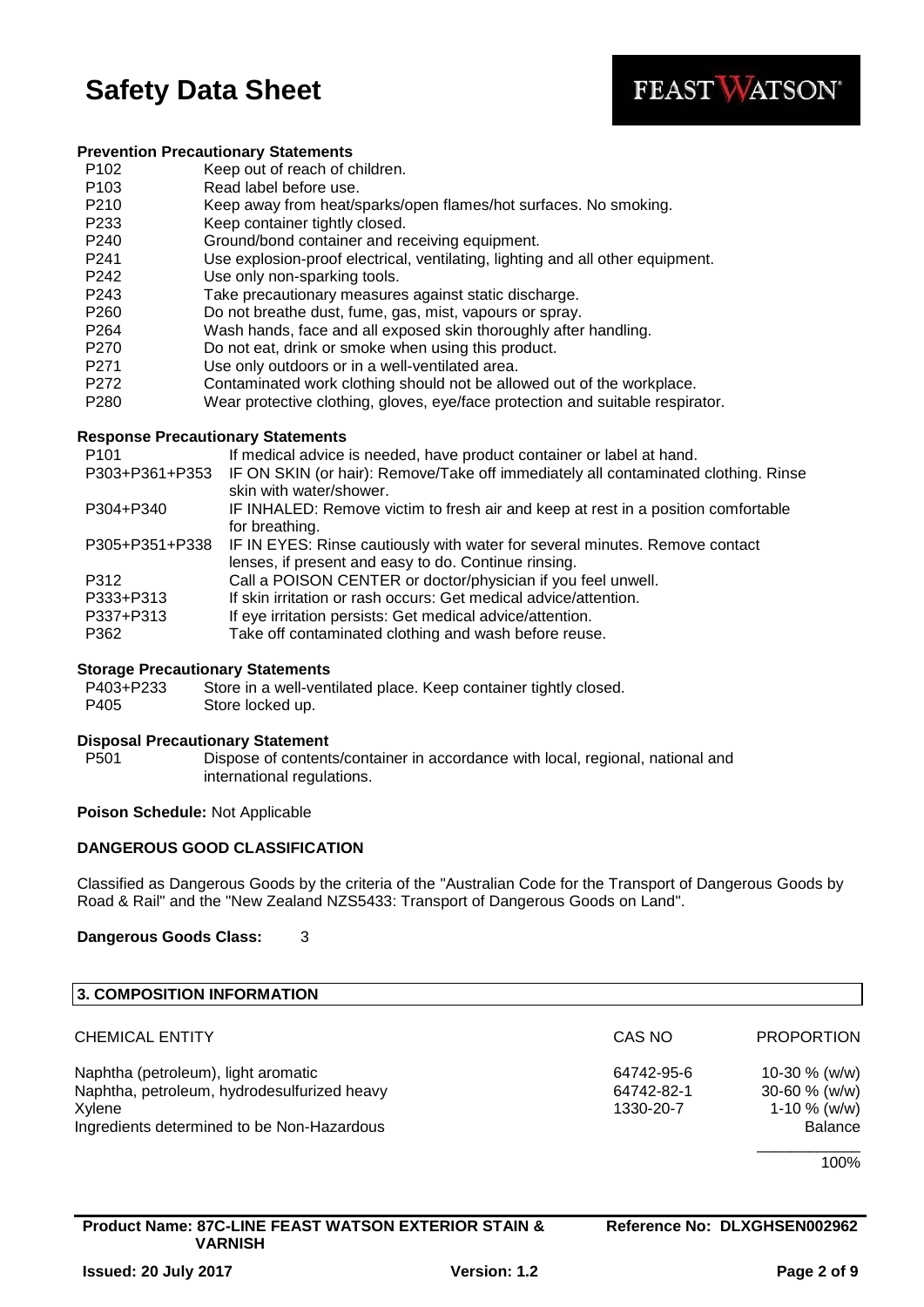**Prevention Precautionary Statements**

| | |
|---|---|
| P102 | Keep out of reach of children. |
| P103 | Read label before use. |
| P210 | Keep away from heat/sparks/open flames/hot surfaces. No smoking. |
| P233 | Keep container tightly closed. |
| P240 | Ground/bond container and receiving equipment. |
| P241 | Use explosion-proof electrical, ventilating, lighting and all other equipment. |
| P242 | Use only non-sparking tools. |
| P243 | Take precautionary measures against static discharge. |
| P260 | Do not breathe dust, fume, gas, mist, vapours or spray. |
| P264 | Wash hands, face and all exposed skin thoroughly after handling. |
| P270 | Do not eat, drink or smoke when using this product. |
| P271 | Use only outdoors or in a well-ventilated area. |
| P272 | Contaminated work clothing should not be allowed out of the workplace. |
| P280 | Wear protective clothing, gloves, eye/face protection and suitable respirator. |

**Response Precautionary Statements**

| | |
|---|---|
| P101 | If medical advice is needed, have product container or label at hand. |
| P303+P361+P353 | IF ON SKIN (or hair): Remove/Take off immediately all contaminated clothing. Rinse skin with water/shower. |
| P304+P340 | IF INHALED: Remove victim to fresh air and keep at rest in a position comfortable for breathing. |
| P305+P351+P338 | IF IN EYES: Rinse cautiously with water for several minutes. Remove contact lenses, if present and easy to do. Continue rinsing. |
| P312 | Call a POISON CENTER or doctor/physician if you feel unwell. |
| P333+P313 | If skin irritation or rash occurs: Get medical advice/attention. |
| P337+P313 | If eye irritation persists: Get medical advice/attention. |
| P362 | Take off contaminated clothing and wash before reuse. |

**Storage Precautionary Statements**

| | |
|---|---|
| P403+P233 | Store in a well-ventilated place. Keep container tightly closed. |
| P405 | Store locked up. |

**Disposal Precautionary Statement**

| | |
|---|---|
| P501 | Dispose of contents/container in accordance with local, regional, national and international regulations. |

**Poison Schedule:** Not Applicable

**DANGEROUS GOOD CLASSIFICATION**

Classified as Dangerous Goods by the criteria of the "Australian Code for the Transport of Dangerous Goods by Road & Rail" and the "New Zealand NZS5433: Transport of Dangerous Goods on Land".

**Dangerous Goods Class:** 3

## 3. COMPOSITION INFORMATION

| CHEMICAL ENTITY | CAS NO | PROPORTION |
|---|---|---|
| Naphtha (petroleum), light aromatic | 64742-95-6 | 10-30 % (w/w) |
| Naphtha, petroleum, hydrodesulfurized heavy | 64742-82-1 | 30-60 % (w/w) |
| Xylene | 1330-20-7 | 1-10 % (w/w) |
| Ingredients determined to be Non-Hazardous | | Balance |
| | | 100% |

**Product Name: 87C-LINE FEAST WATSON EXTERIOR STAIN & VARNISH** | **Reference No: DLXGHSEN002962**

**Issued: 20 July 2017** | **Version: 1.2**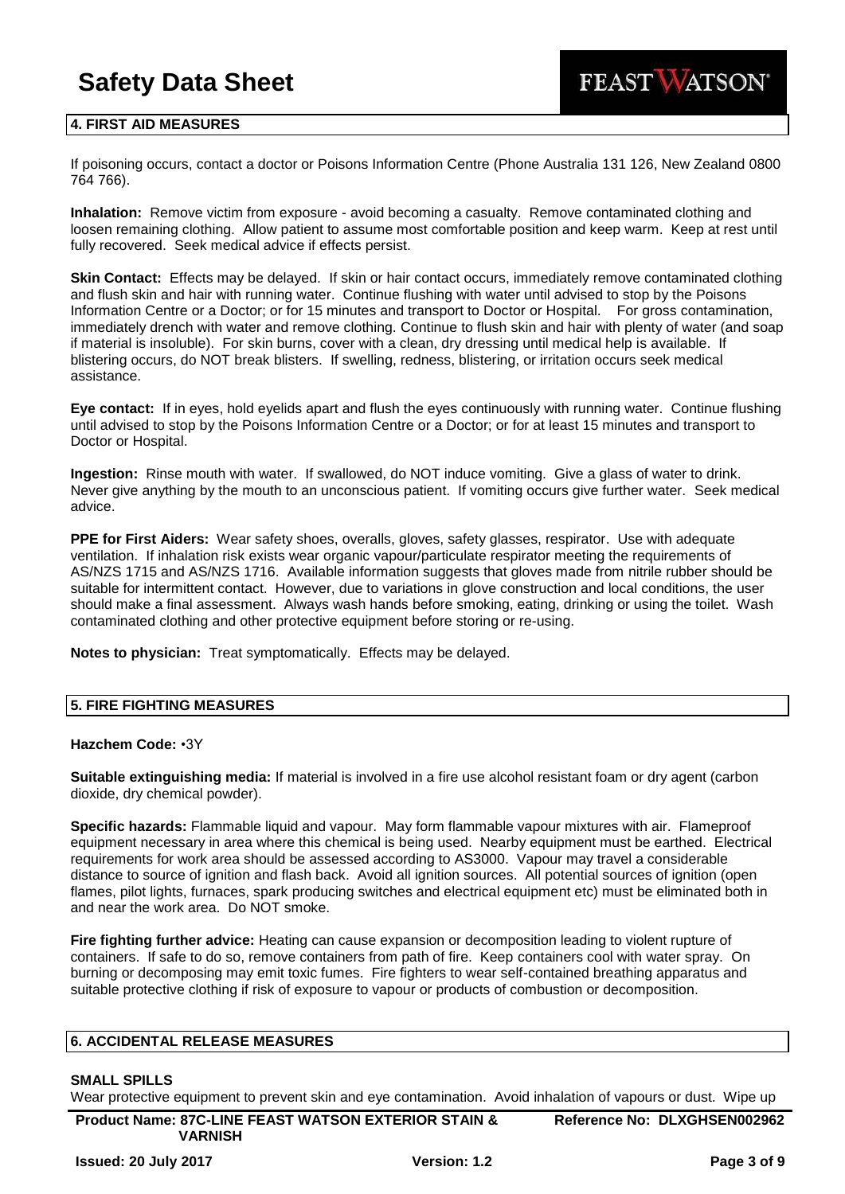## 4. FIRST AID MEASURES

If poisoning occurs, contact a doctor or Poisons Information Centre (Phone Australia 131 126, New Zealand 0800 764 766).

**Inhalation:** Remove victim from exposure - avoid becoming a casualty. Remove contaminated clothing and loosen remaining clothing. Allow patient to assume most comfortable position and keep warm. Keep at rest until fully recovered. Seek medical advice if effects persist.

**Skin Contact:** Effects may be delayed. If skin or hair contact occurs, immediately remove contaminated clothing and flush skin and hair with running water. Continue flushing with water until advised to stop by the Poisons Information Centre or a Doctor; or for 15 minutes and transport to Doctor or Hospital. For gross contamination, immediately drench with water and remove clothing. Continue to flush skin and hair with plenty of water (and soap if material is insoluble). For skin burns, cover with a clean, dry dressing until medical help is available. If blistering occurs, do NOT break blisters. If swelling, redness, blistering, or irritation occurs seek medical assistance.

**Eye contact:** If in eyes, hold eyelids apart and flush the eyes continuously with running water. Continue flushing until advised to stop by the Poisons Information Centre or a Doctor; or for at least 15 minutes and transport to Doctor or Hospital.

**Ingestion:** Rinse mouth with water. If swallowed, do NOT induce vomiting. Give a glass of water to drink. Never give anything by the mouth to an unconscious patient. If vomiting occurs give further water. Seek medical advice.

**PPE for First Aiders:** Wear safety shoes, overalls, gloves, safety glasses, respirator. Use with adequate ventilation. If inhalation risk exists wear organic vapour/particulate respirator meeting the requirements of AS/NZS 1715 and AS/NZS 1716. Available information suggests that gloves made from nitrile rubber should be suitable for intermittent contact. However, due to variations in glove construction and local conditions, the user should make a final assessment. Always wash hands before smoking, eating, drinking or using the toilet. Wash contaminated clothing and other protective equipment before storing or re-using.

**Notes to physician:** Treat symptomatically. Effects may be delayed.

## 5. FIRE FIGHTING MEASURES

**Hazchem Code:** •3Y

**Suitable extinguishing media:** If material is involved in a fire use alcohol resistant foam or dry agent (carbon dioxide, dry chemical powder).

**Specific hazards:** Flammable liquid and vapour. May form flammable vapour mixtures with air. Flameproof equipment necessary in area where this chemical is being used. Nearby equipment must be earthed. Electrical requirements for work area should be assessed according to AS3000. Vapour may travel a considerable distance to source of ignition and flash back. Avoid all ignition sources. All potential sources of ignition (open flames, pilot lights, furnaces, spark producing switches and electrical equipment etc) must be eliminated both in and near the work area. Do NOT smoke.

**Fire fighting further advice:** Heating can cause expansion or decomposition leading to violent rupture of containers. If safe to do so, remove containers from path of fire. Keep containers cool with water spray. On burning or decomposing may emit toxic fumes. Fire fighters to wear self-contained breathing apparatus and suitable protective clothing if risk of exposure to vapour or products of combustion or decomposition.

## 6. ACCIDENTAL RELEASE MEASURES

### SMALL SPILLS

Wear protective equipment to prevent skin and eye contamination. Avoid inhalation of vapours or dust. Wipe up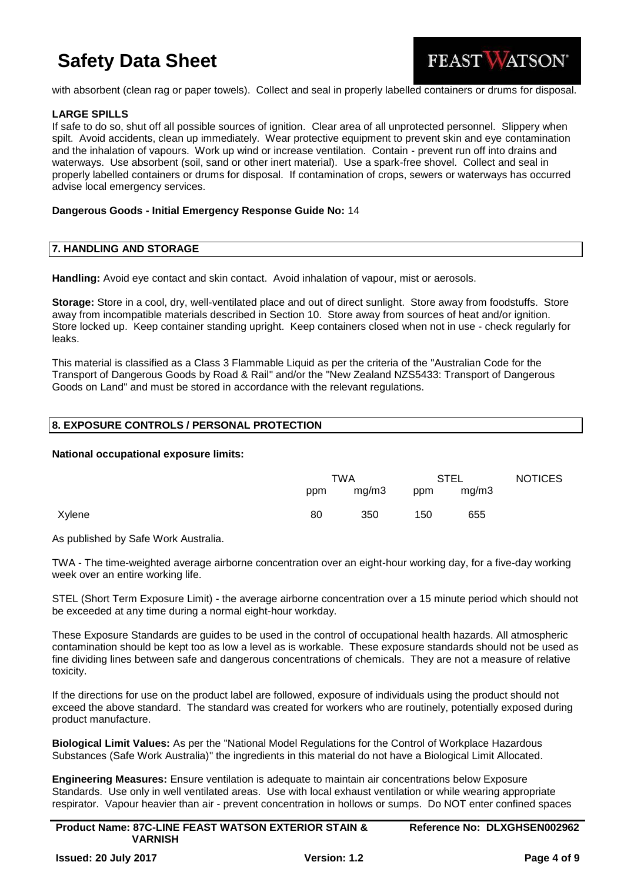with absorbent (clean rag or paper towels). Collect and seal in properly labelled containers or drums for disposal.

**LARGE SPILLS**

If safe to do so, shut off all possible sources of ignition. Clear area of all unprotected personnel. Slippery when spilt. Avoid accidents, clean up immediately. Wear protective equipment to prevent skin and eye contamination and the inhalation of vapours. Work up wind or increase ventilation. Contain - prevent run off into drains and waterways. Use absorbent (soil, sand or other inert material). Use a spark-free shovel. Collect and seal in properly labelled containers or drums for disposal. If contamination of crops, sewers or waterways has occurred advise local emergency services.

**Dangerous Goods - Initial Emergency Response Guide No:** 14

## 7. HANDLING AND STORAGE

**Handling:** Avoid eye contact and skin contact. Avoid inhalation of vapour, mist or aerosols.

**Storage:** Store in a cool, dry, well-ventilated place and out of direct sunlight. Store away from foodstuffs. Store away from incompatible materials described in Section 10. Store away from sources of heat and/or ignition. Store locked up. Keep container standing upright. Keep containers closed when not in use - check regularly for leaks.

This material is classified as a Class 3 Flammable Liquid as per the criteria of the "Australian Code for the Transport of Dangerous Goods by Road & Rail" and/or the "New Zealand NZS5433: Transport of Dangerous Goods on Land" and must be stored in accordance with the relevant regulations.

## 8. EXPOSURE CONTROLS / PERSONAL PROTECTION

**National occupational exposure limits:**

| | TWA | | STEL | | NOTICES |
|---|---|---|---|---|---|
| | ppm | mg/m3 | ppm | mg/m3 | |
| Xylene | 80 | 350 | 150 | 655 | |

As published by Safe Work Australia.

TWA - The time-weighted average airborne concentration over an eight-hour working day, for a five-day working week over an entire working life.

STEL (Short Term Exposure Limit) - the average airborne concentration over a 15 minute period which should not be exceeded at any time during a normal eight-hour workday.

These Exposure Standards are guides to be used in the control of occupational health hazards. All atmospheric contamination should be kept too as low a level as is workable. These exposure standards should not be used as fine dividing lines between safe and dangerous concentrations of chemicals. They are not a measure of relative toxicity.

If the directions for use on the product label are followed, exposure of individuals using the product should not exceed the above standard. The standard was created for workers who are routinely, potentially exposed during product manufacture.

**Biological Limit Values:** As per the "National Model Regulations for the Control of Workplace Hazardous Substances (Safe Work Australia)" the ingredients in this material do not have a Biological Limit Allocated.

**Engineering Measures:** Ensure ventilation is adequate to maintain air concentrations below Exposure Standards. Use only in well ventilated areas. Use with local exhaust ventilation or while wearing appropriate respirator. Vapour heavier than air - prevent concentration in hollows or sumps. Do NOT enter confined spaces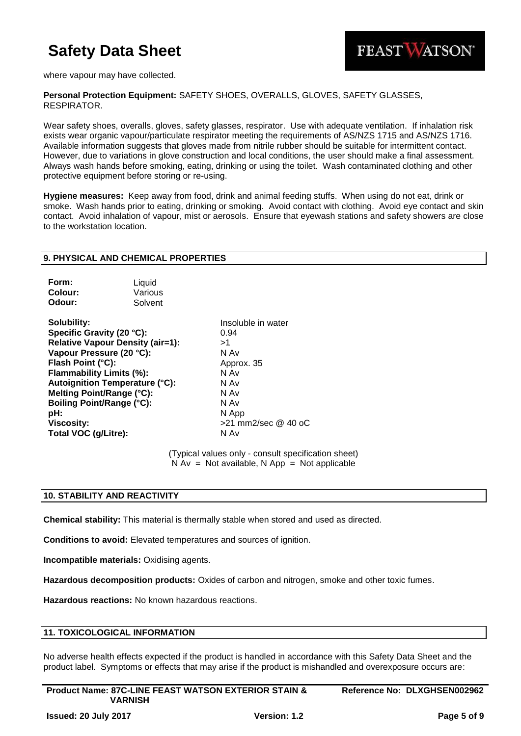where vapour may have collected.

**Personal Protection Equipment:** SAFETY SHOES, OVERALLS, GLOVES, SAFETY GLASSES, RESPIRATOR.

Wear safety shoes, overalls, gloves, safety glasses, respirator. Use with adequate ventilation. If inhalation risk exists wear organic vapour/particulate respirator meeting the requirements of AS/NZS 1715 and AS/NZS 1716. Available information suggests that gloves made from nitrile rubber should be suitable for intermittent contact. However, due to variations in glove construction and local conditions, the user should make a final assessment. Always wash hands before smoking, eating, drinking or using the toilet. Wash contaminated clothing and other protective equipment before storing or re-using.

**Hygiene measures:** Keep away from food, drink and animal feeding stuffs. When using do not eat, drink or smoke. Wash hands prior to eating, drinking or smoking. Avoid contact with clothing. Avoid eye contact and skin contact. Avoid inhalation of vapour, mist or aerosols. Ensure that eyewash stations and safety showers are close to the workstation location.

## 9. PHYSICAL AND CHEMICAL PROPERTIES

| | |
|---|---|
| **Form:** | Liquid |
| **Colour:** | Various |
| **Odour:** | Solvent |

| | |
|---|---|
| **Solubility:** | Insoluble in water |
| **Specific Gravity (20 °C):** | 0.94 |
| **Relative Vapour Density (air=1):** | >1 |
| **Vapour Pressure (20 °C):** | N Av |
| **Flash Point (°C):** | Approx. 35 |
| **Flammability Limits (%):** | N Av |
| **Autoignition Temperature (°C):** | N Av |
| **Melting Point/Range (°C):** | N Av |
| **Boiling Point/Range (°C):** | N Av |
| **pH:** | N App |
| **Viscosity:** | >21 mm2/sec @ 40 oC |
| **Total VOC (g/Litre):** | N Av |

(Typical values only - consult specification sheet)
N Av = Not available, N App = Not applicable

## 10. STABILITY AND REACTIVITY

**Chemical stability:** This material is thermally stable when stored and used as directed.

**Conditions to avoid:** Elevated temperatures and sources of ignition.

**Incompatible materials:** Oxidising agents.

**Hazardous decomposition products:** Oxides of carbon and nitrogen, smoke and other toxic fumes.

**Hazardous reactions:** No known hazardous reactions.

## 11. TOXICOLOGICAL INFORMATION

No adverse health effects expected if the product is handled in accordance with this Safety Data Sheet and the product label. Symptoms or effects that may arise if the product is mishandled and overexposure occurs are: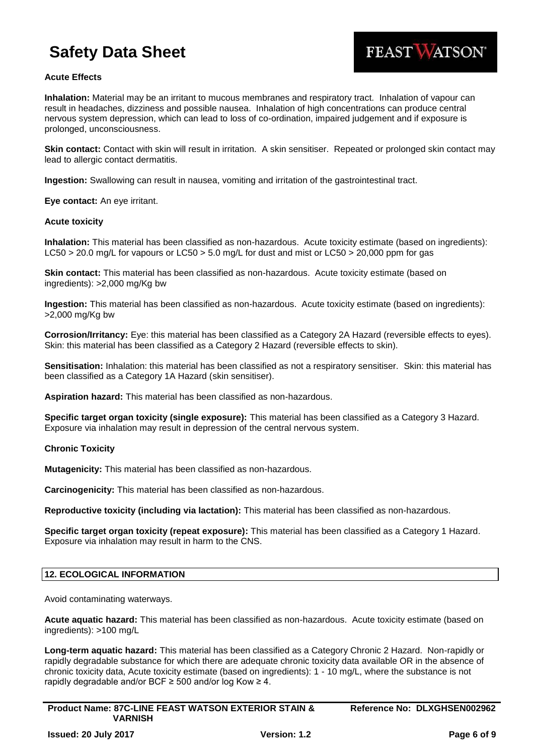**Acute Effects**

**Inhalation:** Material may be an irritant to mucous membranes and respiratory tract. Inhalation of vapour can result in headaches, dizziness and possible nausea. Inhalation of high concentrations can produce central nervous system depression, which can lead to loss of co-ordination, impaired judgement and if exposure is prolonged, unconsciousness.

**Skin contact:** Contact with skin will result in irritation. A skin sensitiser. Repeated or prolonged skin contact may lead to allergic contact dermatitis.

**Ingestion:** Swallowing can result in nausea, vomiting and irritation of the gastrointestinal tract.

**Eye contact:** An eye irritant.

**Acute toxicity**

**Inhalation:** This material has been classified as non-hazardous. Acute toxicity estimate (based on ingredients): LC50 > 20.0 mg/L for vapours or LC50 > 5.0 mg/L for dust and mist or LC50 > 20,000 ppm for gas

**Skin contact:** This material has been classified as non-hazardous. Acute toxicity estimate (based on ingredients): >2,000 mg/Kg bw

**Ingestion:** This material has been classified as non-hazardous. Acute toxicity estimate (based on ingredients): >2,000 mg/Kg bw

**Corrosion/Irritancy:** Eye: this material has been classified as a Category 2A Hazard (reversible effects to eyes). Skin: this material has been classified as a Category 2 Hazard (reversible effects to skin).

**Sensitisation:** Inhalation: this material has been classified as not a respiratory sensitiser. Skin: this material has been classified as a Category 1A Hazard (skin sensitiser).

**Aspiration hazard:** This material has been classified as non-hazardous.

**Specific target organ toxicity (single exposure):** This material has been classified as a Category 3 Hazard. Exposure via inhalation may result in depression of the central nervous system.

**Chronic Toxicity**

**Mutagenicity:** This material has been classified as non-hazardous.

**Carcinogenicity:** This material has been classified as non-hazardous.

**Reproductive toxicity (including via lactation):** This material has been classified as non-hazardous.

**Specific target organ toxicity (repeat exposure):** This material has been classified as a Category 1 Hazard. Exposure via inhalation may result in harm to the CNS.

## 12. ECOLOGICAL INFORMATION

Avoid contaminating waterways.

**Acute aquatic hazard:** This material has been classified as non-hazardous. Acute toxicity estimate (based on ingredients): >100 mg/L

**Long-term aquatic hazard:** This material has been classified as a Category Chronic 2 Hazard. Non-rapidly or rapidly degradable substance for which there are adequate chronic toxicity data available OR in the absence of chronic toxicity data, Acute toxicity estimate (based on ingredients): 1 - 10 mg/L, where the substance is not rapidly degradable and/or BCF ≥ 500 and/or log Kow ≥ 4.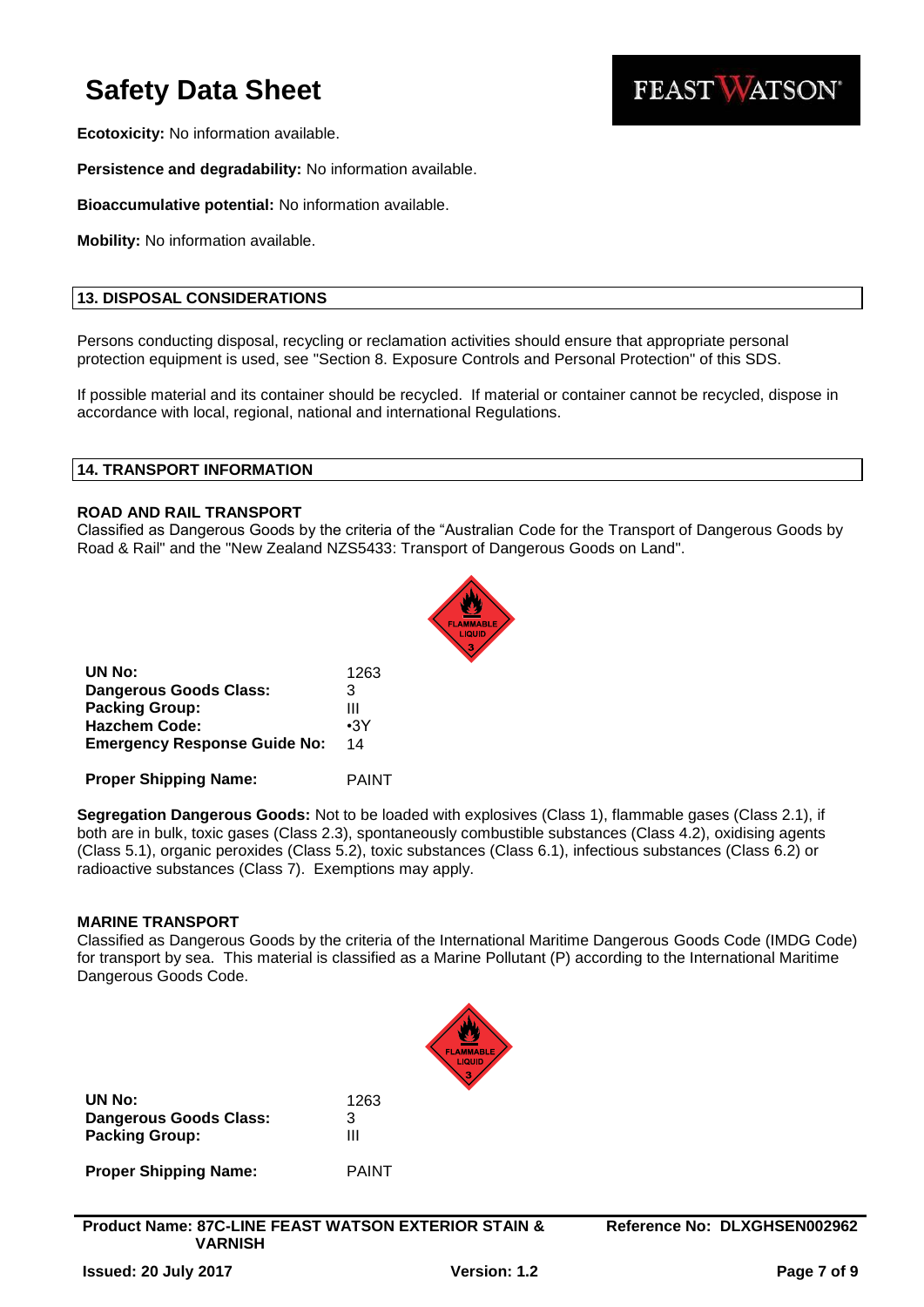**Ecotoxicity:** No information available.

**Persistence and degradability:** No information available.

**Bioaccumulative potential:** No information available.

**Mobility:** No information available.

## 13. DISPOSAL CONSIDERATIONS

Persons conducting disposal, recycling or reclamation activities should ensure that appropriate personal protection equipment is used, see "Section 8. Exposure Controls and Personal Protection" of this SDS.

If possible material and its container should be recycled. If material or container cannot be recycled, dispose in accordance with local, regional, national and international Regulations.

## 14. TRANSPORT INFORMATION

### ROAD AND RAIL TRANSPORT

Classified as Dangerous Goods by the criteria of the "Australian Code for the Transport of Dangerous Goods by Road & Rail" and the "New Zealand NZS5433: Transport of Dangerous Goods on Land".

| | |
|---|---|
| **UN No:** | 1263 |
| **Dangerous Goods Class:** | 3 |
| **Packing Group:** | III |
| **Hazchem Code:** | •3Y |
| **Emergency Response Guide No:** | 14 |
| **Proper Shipping Name:** | PAINT |

**Segregation Dangerous Goods:** Not to be loaded with explosives (Class 1), flammable gases (Class 2.1), if both are in bulk, toxic gases (Class 2.3), spontaneously combustible substances (Class 4.2), oxidising agents (Class 5.1), organic peroxides (Class 5.2), toxic substances (Class 6.1), infectious substances (Class 6.2) or radioactive substances (Class 7). Exemptions may apply.

### MARINE TRANSPORT

Classified as Dangerous Goods by the criteria of the International Maritime Dangerous Goods Code (IMDG Code) for transport by sea. This material is classified as a Marine Pollutant (P) according to the International Maritime Dangerous Goods Code.

| | |
|---|---|
| **UN No:** | 1263 |
| **Dangerous Goods Class:** | 3 |
| **Packing Group:** | III |
| **Proper Shipping Name:** | PAINT |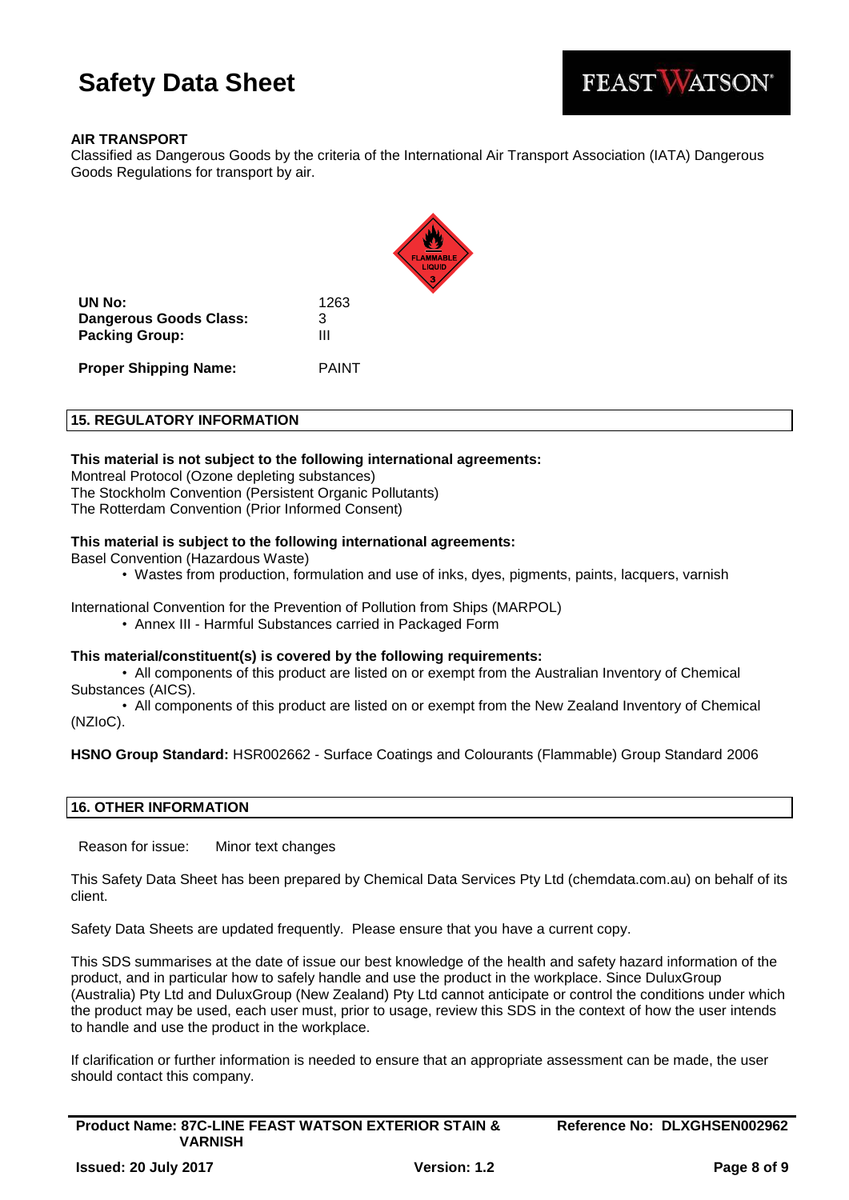**AIR TRANSPORT**

Classified as Dangerous Goods by the criteria of the International Air Transport Association (IATA) Dangerous Goods Regulations for transport by air.

| | |
|---|---|
| **UN No:** | 1263 |
| **Dangerous Goods Class:** | 3 |
| **Packing Group:** | III |
| **Proper Shipping Name:** | PAINT |

## 15. REGULATORY INFORMATION

**This material is not subject to the following international agreements:**

Montreal Protocol (Ozone depleting substances)
The Stockholm Convention (Persistent Organic Pollutants)
The Rotterdam Convention (Prior Informed Consent)

**This material is subject to the following international agreements:**

Basel Convention (Hazardous Waste)

- Wastes from production, formulation and use of inks, dyes, pigments, paints, lacquers, varnish

International Convention for the Prevention of Pollution from Ships (MARPOL)

- Annex III - Harmful Substances carried in Packaged Form

**This material/constituent(s) is covered by the following requirements:**

- All components of this product are listed on or exempt from the Australian Inventory of Chemical Substances (AICS).
- All components of this product are listed on or exempt from the New Zealand Inventory of Chemical (NZIoC).

**HSNO Group Standard:** HSR002662 - Surface Coatings and Colourants (Flammable) Group Standard 2006

## 16. OTHER INFORMATION

Reason for issue: Minor text changes

This Safety Data Sheet has been prepared by Chemical Data Services Pty Ltd (chemdata.com.au) on behalf of its client.

Safety Data Sheets are updated frequently. Please ensure that you have a current copy.

This SDS summarises at the date of issue our best knowledge of the health and safety hazard information of the product, and in particular how to safely handle and use the product in the workplace. Since DuluxGroup (Australia) Pty Ltd and DuluxGroup (New Zealand) Pty Ltd cannot anticipate or control the conditions under which the product may be used, each user must, prior to usage, review this SDS in the context of how the user intends to handle and use the product in the workplace.

If clarification or further information is needed to ensure that an appropriate assessment can be made, the user should contact this company.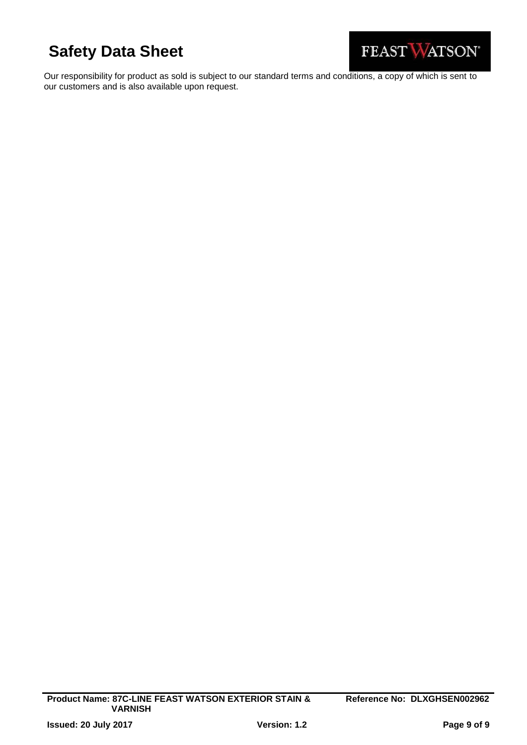Our responsibility for product as sold is subject to our standard terms and conditions, a copy of which is sent to our customers and is also available upon request.